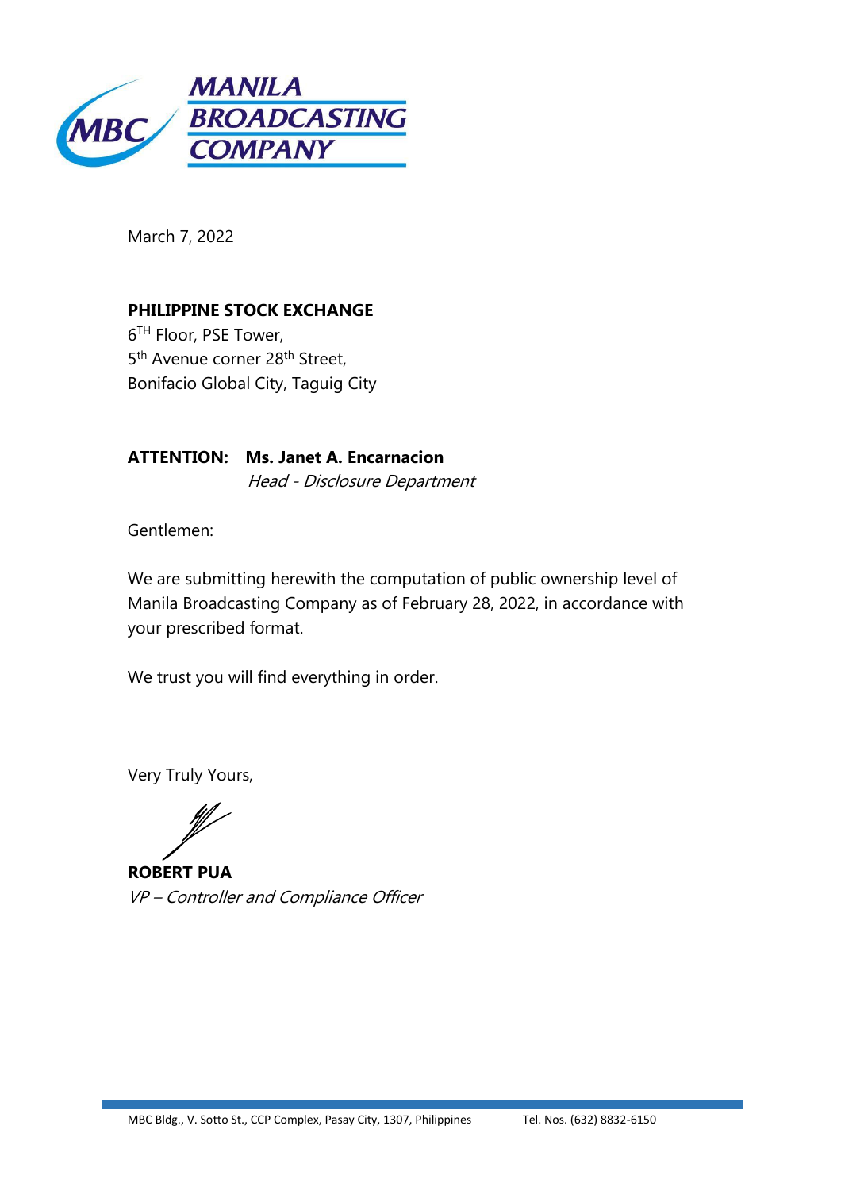**MANILA BROADCASTING COMPANY**

March 7, 2022

**PHILIPPINE STOCK EXCHANGE**
6[TH] Floor, PSE Tower,
5[th] Avenue corner 28[th] Street,
Bonifacio Global City, Taguig City

**ATTENTION: Ms. Janet A. Encarnacion**
*Head - Disclosure Department*

Gentlemen:

We are submitting herewith the computation of public ownership level of Manila Broadcasting Company as of February 28, 2022, in accordance with your prescribed format.

We trust you will find everything in order.

Very Truly Yours,

**ROBERT PUA**
*VP – Controller and Compliance Officer*

MBC Bldg., V. Sotto St., CCP Complex, Pasay City, 1307, Philippines Tel. Nos. (632) 8832-6150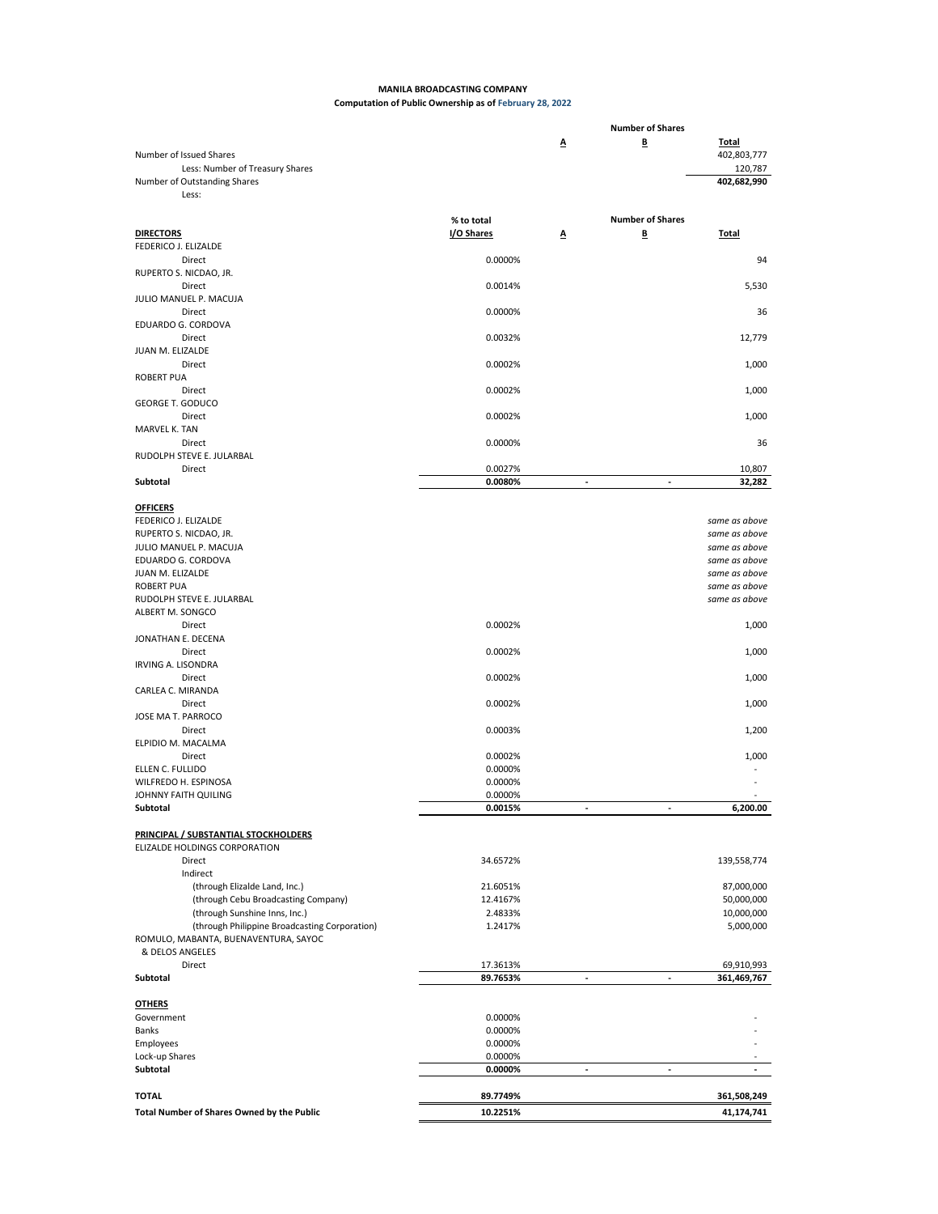**MANILA BROADCASTING COMPANY**
**Computation of Public Ownership as of February 28, 2022**

| | | Number of Shares | | |
|---|---|---|---|---|
| | | A | B | Total |
| Number of Issued Shares | | | | 402,803,777 |
| Less: Number of Treasury Shares | | | | 120,787 |
| Number of Outstanding Shares | | | | 402,682,990 |
| Less: | | | | |

| | % to total I/O Shares | Number of Shares A | B | Total |
|---|---|---|---|---|
| **DIRECTORS** | | | | |
| FEDERICO J. ELIZALDE | | | | |
| Direct | 0.0000% | | | 94 |
| RUPERTO S. NICDAO, JR. | | | | |
| Direct | 0.0014% | | | 5,530 |
| JULIO MANUEL P. MACUJA | | | | |
| Direct | 0.0000% | | | 36 |
| EDUARDO G. CORDOVA | | | | |
| Direct | 0.0032% | | | 12,779 |
| JUAN M. ELIZALDE | | | | |
| Direct | 0.0002% | | | 1,000 |
| ROBERT PUA | | | | |
| Direct | 0.0002% | | | 1,000 |
| GEORGE T. GODUCO | | | | |
| Direct | 0.0002% | | | 1,000 |
| MARVEL K. TAN | | | | |
| Direct | 0.0000% | | | 36 |
| RUDOLPH STEVE E. JULARBAL | | | | |
| Direct | 0.0027% | | | 10,807 |
| **Subtotal** | **0.0080%** | - | - | **32,282** |
| **OFFICERS** | | | | |
| FEDERICO J. ELIZALDE | | | | *same as above* |
| RUPERTO S. NICDAO, JR. | | | | *same as above* |
| JULIO MANUEL P. MACUJA | | | | *same as above* |
| EDUARDO G. CORDOVA | | | | *same as above* |
| JUAN M. ELIZALDE | | | | *same as above* |
| ROBERT PUA | | | | *same as above* |
| RUDOLPH STEVE E. JULARBAL | | | | *same as above* |
| ALBERT M. SONGCO | | | | |
| Direct | 0.0002% | | | 1,000 |
| JONATHAN E. DECENA | | | | |
| Direct | 0.0002% | | | 1,000 |
| IRVING A. LISONDRA | | | | |
| Direct | 0.0002% | | | 1,000 |
| CARLEA C. MIRANDA | | | | |
| Direct | 0.0002% | | | 1,000 |
| JOSE MA T. PARROCO | | | | |
| Direct | 0.0003% | | | 1,200 |
| ELPIDIO M. MACALMA | | | | |
| Direct | 0.0002% | | | 1,000 |
| ELLEN C. FULLIDO | 0.0000% | | | - |
| WILFREDO H. ESPINOSA | 0.0000% | | | - |
| JOHNNY FAITH QUILING | 0.0000% | | | - |
| **Subtotal** | **0.0015%** | - | - | **6,200.00** |
| **PRINCIPAL / SUBSTANTIAL STOCKHOLDERS** | | | | |
| ELIZALDE HOLDINGS CORPORATION | | | | |
| Direct | 34.6572% | | | 139,558,774 |
| Indirect | | | | |
| (through Elizalde Land, Inc.) | 21.6051% | | | 87,000,000 |
| (through Cebu Broadcasting Company) | 12.4167% | | | 50,000,000 |
| (through Sunshine Inns, Inc.) | 2.4833% | | | 10,000,000 |
| (through Philippine Broadcasting Corporation) | 1.2417% | | | 5,000,000 |
| ROMULO, MABANTA, BUENAVENTURA, SAYOC & DELOS ANGELES | | | | |
| Direct | 17.3613% | | | 69,910,993 |
| **Subtotal** | **89.7653%** | - | - | **361,469,767** |
| **OTHERS** | | | | |
| Government | 0.0000% | | | - |
| Banks | 0.0000% | | | - |
| Employees | 0.0000% | | | - |
| Lock-up Shares | 0.0000% | | | - |
| **Subtotal** | **0.0000%** | - | - | **-** |
| **TOTAL** | **89.7749%** | | | **361,508,249** |
| **Total Number of Shares Owned by the Public** | **10.2251%** | | | **41,174,741** |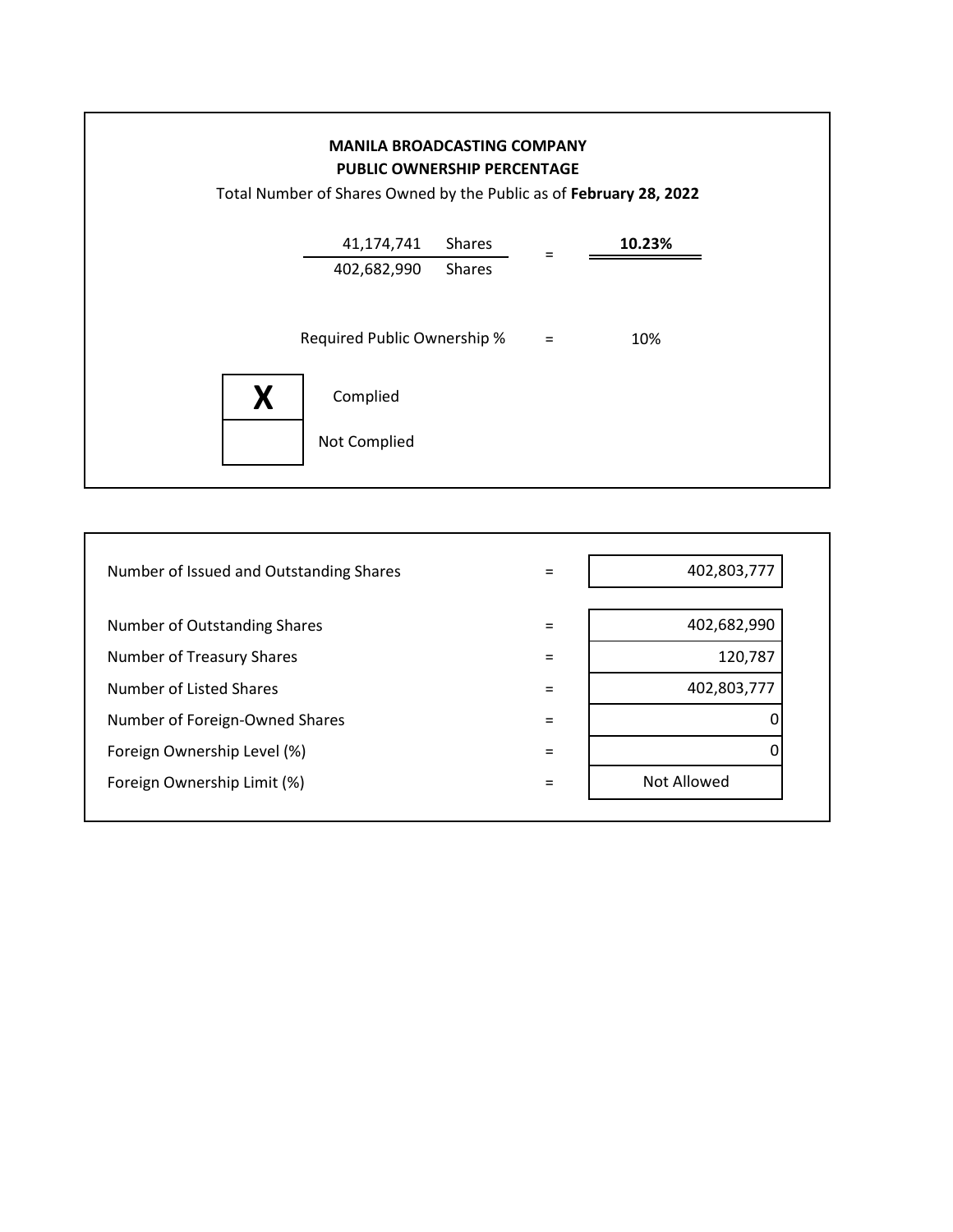**MANILA BROADCASTING COMPANY**

**PUBLIC OWNERSHIP PERCENTAGE**

Total Number of Shares Owned by the Public as of **February 28, 2022**

$$\frac{41{,}174{,}741 \text{ Shares}}{402{,}682{,}990 \text{ Shares}} = \mathbf{10.23\%}$$

Required Public Ownership % = 10%

| | |
|---|---|
| X | Complied |
| | Not Complied |

| | | |
|---|---|---|
| Number of Issued and Outstanding Shares | = | 402,803,777 |
| Number of Outstanding Shares | = | 402,682,990 |
| Number of Treasury Shares | = | 120,787 |
| Number of Listed Shares | = | 402,803,777 |
| Number of Foreign-Owned Shares | = | 0 |
| Foreign Ownership Level (%) | = | 0 |
| Foreign Ownership Limit (%) | = | Not Allowed |